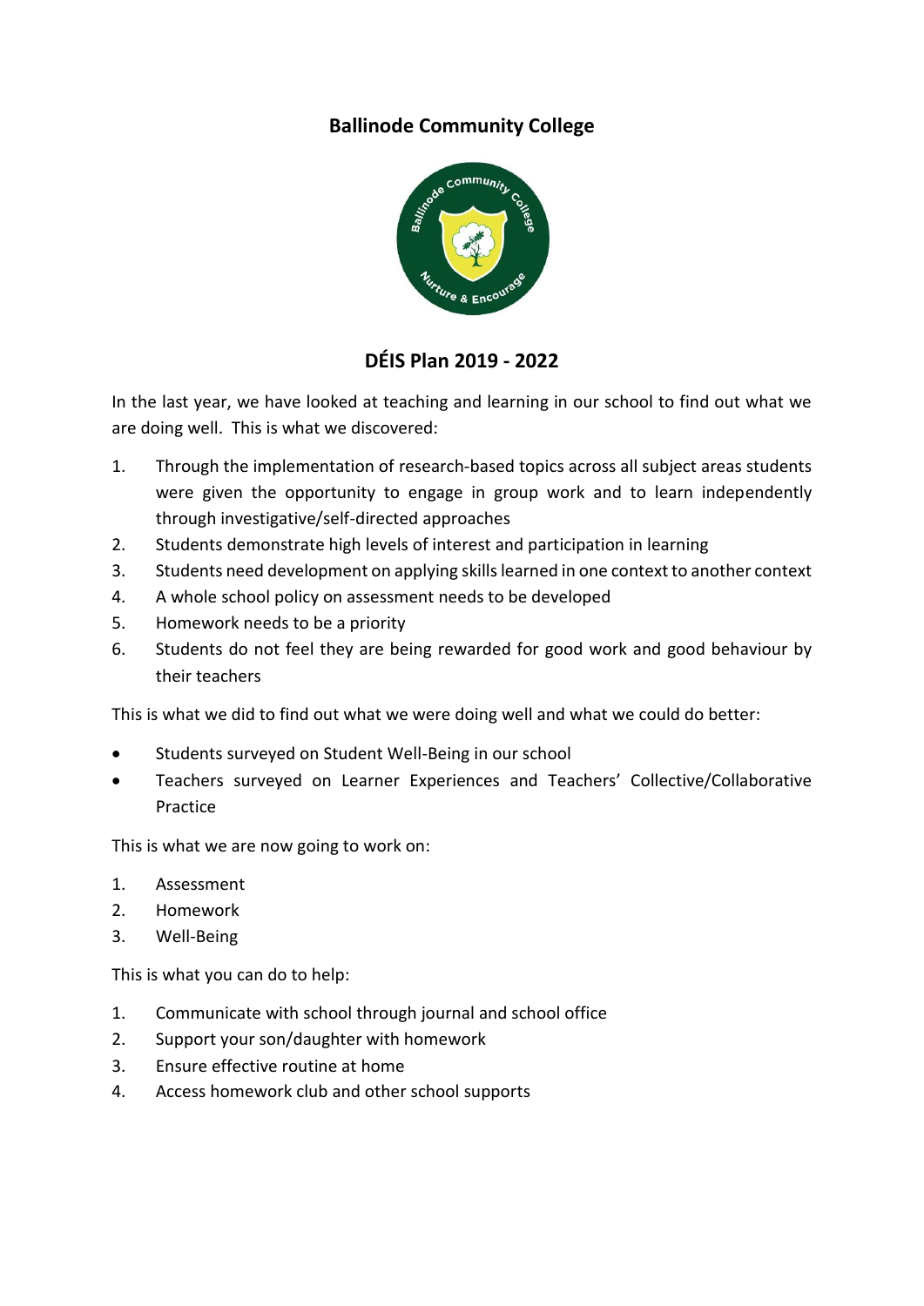# Ballinode Community College

## DÉIS Plan 2019 - 2022

In the last year, we have looked at teaching and learning in our school to find out what we are doing well. This is what we discovered:

1. Through the implementation of research-based topics across all subject areas students were given the opportunity to engage in group work and to learn independently through investigative/self-directed approaches
2. Students demonstrate high levels of interest and participation in learning
3. Students need development on applying skills learned in one context to another context
4. A whole school policy on assessment needs to be developed
5. Homework needs to be a priority
6. Students do not feel they are being rewarded for good work and good behaviour by their teachers

This is what we did to find out what we were doing well and what we could do better:

- Students surveyed on Student Well-Being in our school
- Teachers surveyed on Learner Experiences and Teachers' Collective/Collaborative Practice

This is what we are now going to work on:

1. Assessment
2. Homework
3. Well-Being

This is what you can do to help:

1. Communicate with school through journal and school office
2. Support your son/daughter with homework
3. Ensure effective routine at home
4. Access homework club and other school supports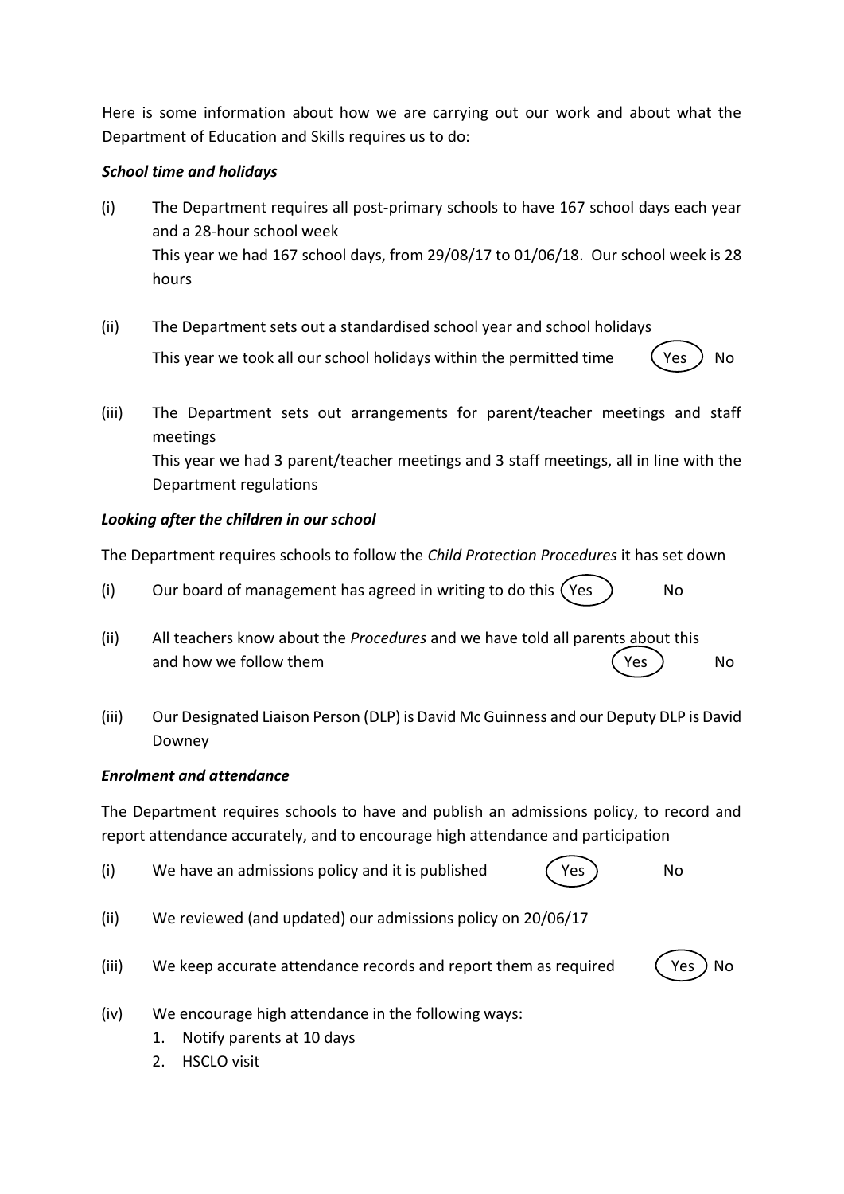Here is some information about how we are carrying out our work and about what the Department of Education and Skills requires us to do:

***School time and holidays***

(i) The Department requires all post-primary schools to have 167 school days each year and a 28-hour school week
This year we had 167 school days, from 29/08/17 to 01/06/18. Our school week is 28 hours

(ii) The Department sets out a standardised school year and school holidays
This year we took all our school holidays within the permitted time (Yes) No

(iii) The Department sets out arrangements for parent/teacher meetings and staff meetings
This year we had 3 parent/teacher meetings and 3 staff meetings, all in line with the Department regulations

***Looking after the children in our school***

The Department requires schools to follow the *Child Protection Procedures* it has set down

(i) Our board of management has agreed in writing to do this (Yes) No

(ii) All teachers know about the *Procedures* and we have told all parents about this and how we follow them (Yes) No

(iii) Our Designated Liaison Person (DLP) is David Mc Guinness and our Deputy DLP is David Downey

***Enrolment and attendance***

The Department requires schools to have and publish an admissions policy, to record and report attendance accurately, and to encourage high attendance and participation

(i) We have an admissions policy and it is published (Yes) No

(ii) We reviewed (and updated) our admissions policy on 20/06/17

(iii) We keep accurate attendance records and report them as required (Yes) No

(iv) We encourage high attendance in the following ways:
1. Notify parents at 10 days
2. HSCLO visit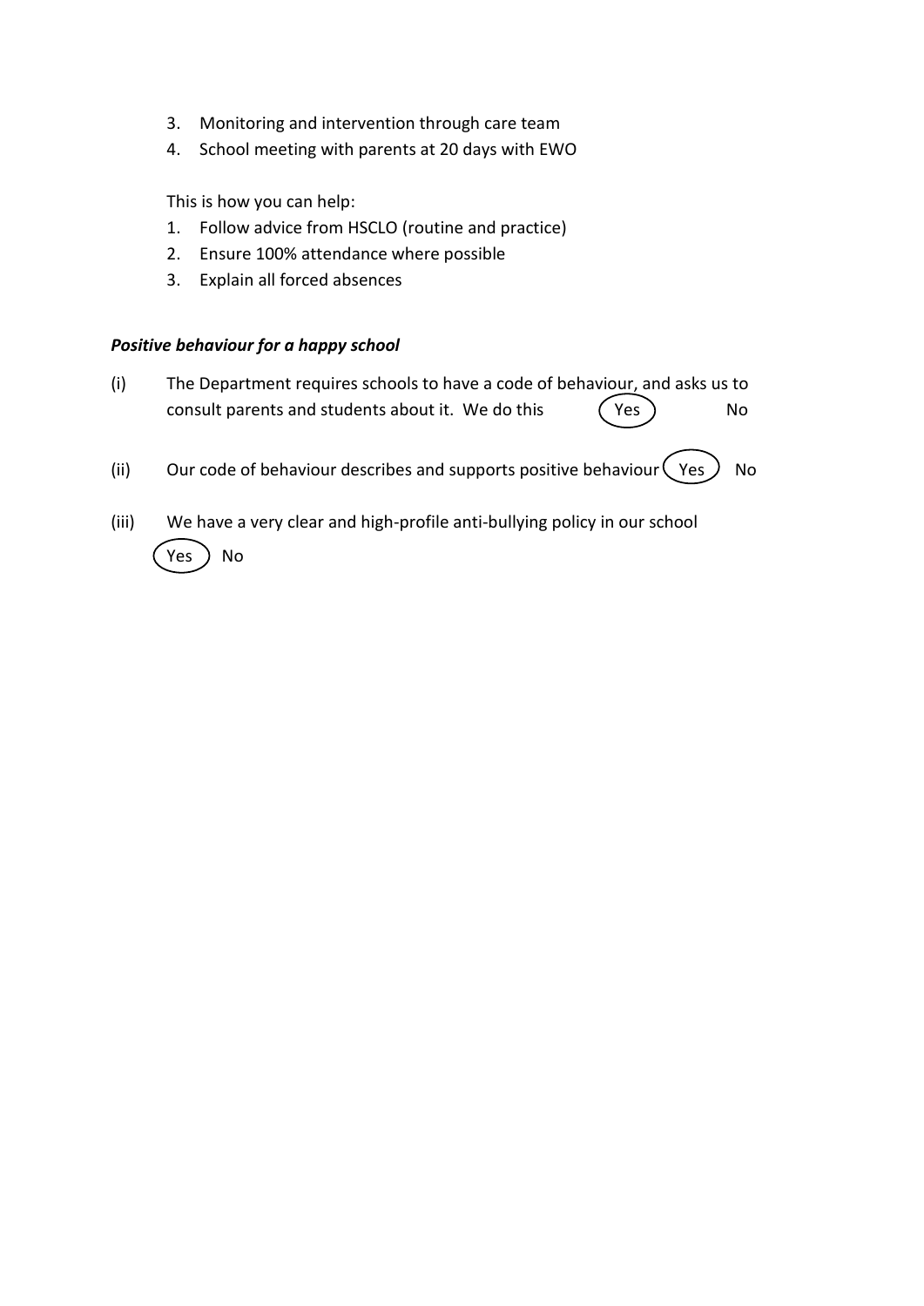3. Monitoring and intervention through care team
4. School meeting with parents at 20 days with EWO

This is how you can help:

1. Follow advice from HSCLO (routine and practice)
2. Ensure 100% attendance where possible
3. Explain all forced absences

***Positive behaviour for a happy school***

(i) The Department requires schools to have a code of behaviour, and asks us to consult parents and students about it. We do this (Yes) No

(ii) Our code of behaviour describes and supports positive behaviour (Yes) No

(iii) We have a very clear and high-profile anti-bullying policy in our school (Yes) No